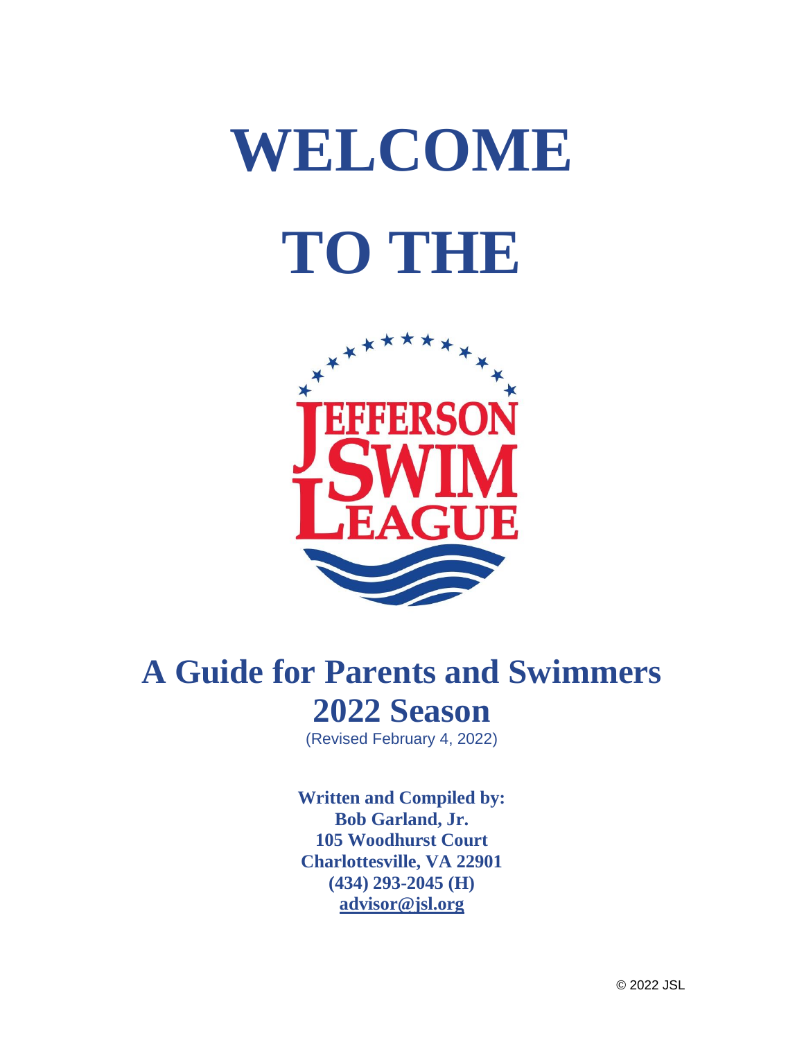# WELCOME

# TO THE

JEFFERSON SWIM LEAGUE

## A Guide for Parents and Swimmers

## 2022 Season

(Revised February 4, 2022)

**Written and Compiled by:**
**Bob Garland, Jr.**
**105 Woodhurst Court**
**Charlottesville, VA 22901**
**(434) 293-2045 (H)**
**advisor@jsl.org**

© 2022 JSL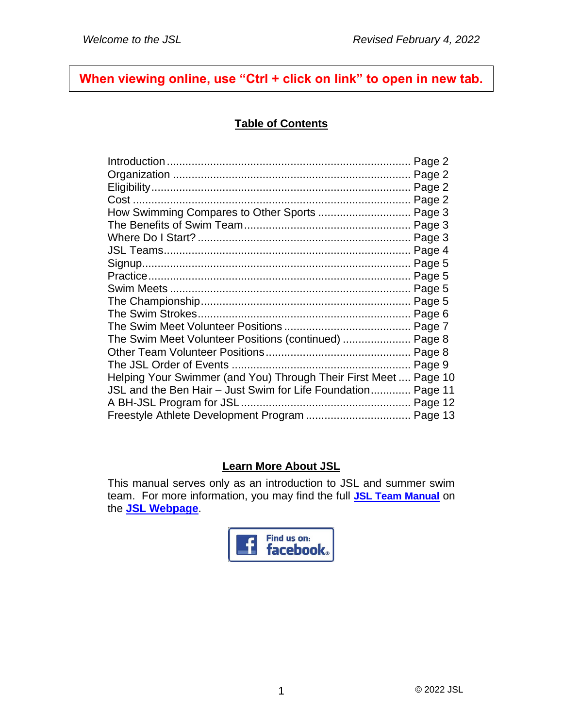**When viewing online, use "Ctrl + click on link" to open in new tab.**

## Table of Contents

| | |
|---|---|
| Introduction | Page 2 |
| Organization | Page 2 |
| Eligibility | Page 2 |
| Cost | Page 2 |
| How Swimming Compares to Other Sports | Page 3 |
| The Benefits of Swim Team | Page 3 |
| Where Do I Start? | Page 3 |
| JSL Teams | Page 4 |
| Signup | Page 5 |
| Practice | Page 5 |
| Swim Meets | Page 5 |
| The Championship | Page 5 |
| The Swim Strokes | Page 6 |
| The Swim Meet Volunteer Positions | Page 7 |
| The Swim Meet Volunteer Positions (continued) | Page 8 |
| Other Team Volunteer Positions | Page 8 |
| The JSL Order of Events | Page 9 |
| Helping Your Swimmer (and You) Through Their First Meet | Page 10 |
| JSL and the Ben Hair – Just Swim for Life Foundation | Page 11 |
| A BH-JSL Program for JSL | Page 12 |
| Freestyle Athlete Development Program | Page 13 |

## Learn More About JSL

This manual serves only as an introduction to JSL and summer swim team. For more information, you may find the full **JSL Team Manual** on the **JSL Webpage**.

Find us on: facebook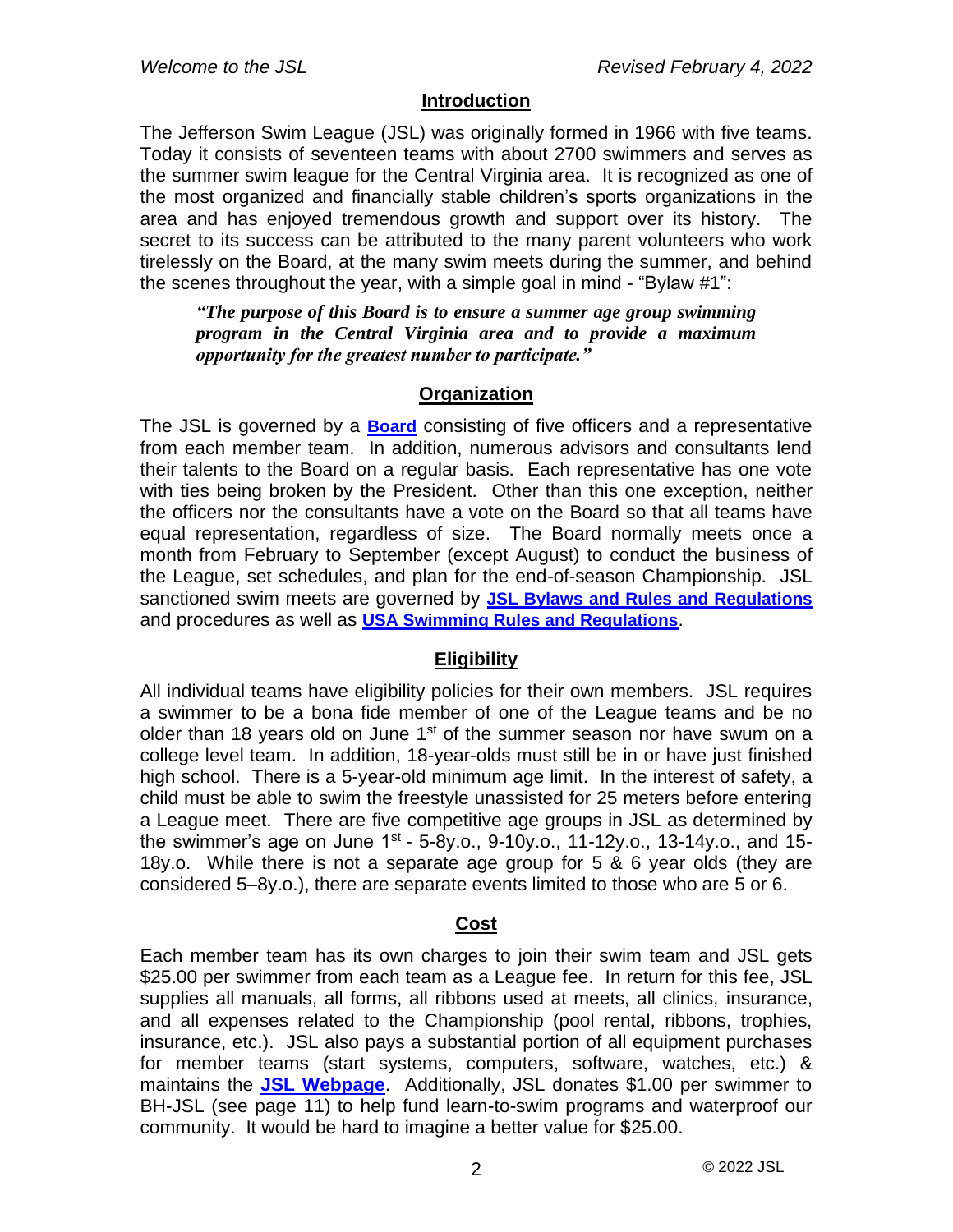## Introduction

The Jefferson Swim League (JSL) was originally formed in 1966 with five teams. Today it consists of seventeen teams with about 2700 swimmers and serves as the summer swim league for the Central Virginia area. It is recognized as one of the most organized and financially stable children's sports organizations in the area and has enjoyed tremendous growth and support over its history. The secret to its success can be attributed to the many parent volunteers who work tirelessly on the Board, at the many swim meets during the summer, and behind the scenes throughout the year, with a simple goal in mind - "Bylaw #1":

> ***"The purpose of this Board is to ensure a summer age group swimming program in the Central Virginia area and to provide a maximum opportunity for the greatest number to participate."***

## Organization

The JSL is governed by a **Board** consisting of five officers and a representative from each member team. In addition, numerous advisors and consultants lend their talents to the Board on a regular basis. Each representative has one vote with ties being broken by the President. Other than this one exception, neither the officers nor the consultants have a vote on the Board so that all teams have equal representation, regardless of size. The Board normally meets once a month from February to September (except August) to conduct the business of the League, set schedules, and plan for the end-of-season Championship. JSL sanctioned swim meets are governed by **JSL Bylaws and Rules and Regulations** and procedures as well as **USA Swimming Rules and Regulations**.

## Eligibility

All individual teams have eligibility policies for their own members. JSL requires a swimmer to be a bona fide member of one of the League teams and be no older than 18 years old on June 1st of the summer season nor have swum on a college level team. In addition, 18-year-olds must still be in or have just finished high school. There is a 5-year-old minimum age limit. In the interest of safety, a child must be able to swim the freestyle unassisted for 25 meters before entering a League meet. There are five competitive age groups in JSL as determined by the swimmer's age on June 1st - 5-8y.o., 9-10y.o., 11-12y.o., 13-14y.o., and 15-18y.o. While there is not a separate age group for 5 & 6 year olds (they are considered 5–8y.o.), there are separate events limited to those who are 5 or 6.

## Cost

Each member team has its own charges to join their swim team and JSL gets $25.00 per swimmer from each team as a League fee. In return for this fee, JSL supplies all manuals, all forms, all ribbons used at meets, all clinics, insurance, and all expenses related to the Championship (pool rental, ribbons, trophies, insurance, etc.). JSL also pays a substantial portion of all equipment purchases for member teams (start systems, computers, software, watches, etc.) & maintains the **JSL Webpage**. Additionally, JSL donates $1.00 per swimmer to BH-JSL (see page 11) to help fund learn-to-swim programs and waterproof our community. It would be hard to imagine a better value for $25.00.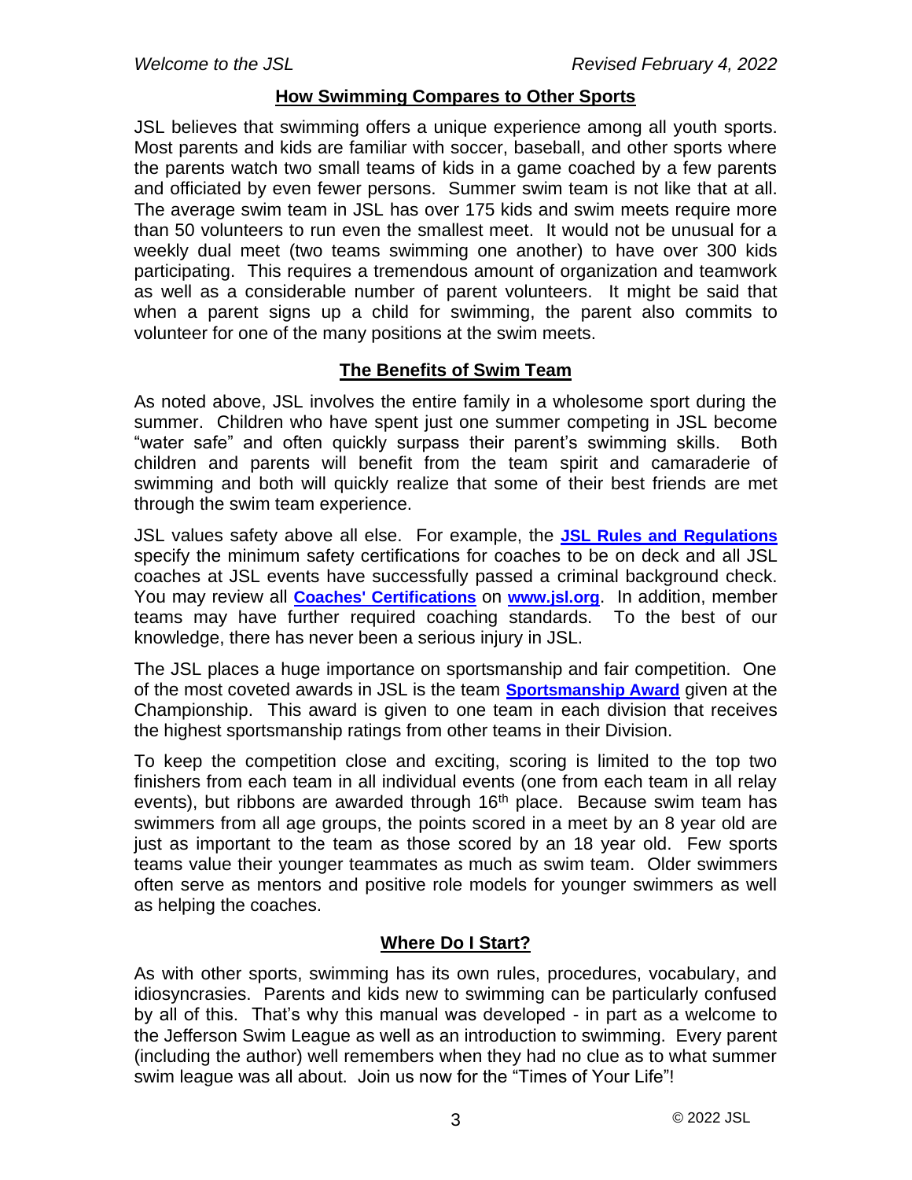## How Swimming Compares to Other Sports

JSL believes that swimming offers a unique experience among all youth sports. Most parents and kids are familiar with soccer, baseball, and other sports where the parents watch two small teams of kids in a game coached by a few parents and officiated by even fewer persons. Summer swim team is not like that at all. The average swim team in JSL has over 175 kids and swim meets require more than 50 volunteers to run even the smallest meet. It would not be unusual for a weekly dual meet (two teams swimming one another) to have over 300 kids participating. This requires a tremendous amount of organization and teamwork as well as a considerable number of parent volunteers. It might be said that when a parent signs up a child for swimming, the parent also commits to volunteer for one of the many positions at the swim meets.

## The Benefits of Swim Team

As noted above, JSL involves the entire family in a wholesome sport during the summer. Children who have spent just one summer competing in JSL become "water safe" and often quickly surpass their parent's swimming skills. Both children and parents will benefit from the team spirit and camaraderie of swimming and both will quickly realize that some of their best friends are met through the swim team experience.

JSL values safety above all else. For example, the **JSL Rules and Regulations** specify the minimum safety certifications for coaches to be on deck and all JSL coaches at JSL events have successfully passed a criminal background check. You may review all **Coaches' Certifications** on **www.jsl.org**. In addition, member teams may have further required coaching standards. To the best of our knowledge, there has never been a serious injury in JSL.

The JSL places a huge importance on sportsmanship and fair competition. One of the most coveted awards in JSL is the team **Sportsmanship Award** given at the Championship. This award is given to one team in each division that receives the highest sportsmanship ratings from other teams in their Division.

To keep the competition close and exciting, scoring is limited to the top two finishers from each team in all individual events (one from each team in all relay events), but ribbons are awarded through 16th place. Because swim team has swimmers from all age groups, the points scored in a meet by an 8 year old are just as important to the team as those scored by an 18 year old. Few sports teams value their younger teammates as much as swim team. Older swimmers often serve as mentors and positive role models for younger swimmers as well as helping the coaches.

## Where Do I Start?

As with other sports, swimming has its own rules, procedures, vocabulary, and idiosyncrasies. Parents and kids new to swimming can be particularly confused by all of this. That's why this manual was developed - in part as a welcome to the Jefferson Swim League as well as an introduction to swimming. Every parent (including the author) well remembers when they had no clue as to what summer swim league was all about. Join us now for the "Times of Your Life"!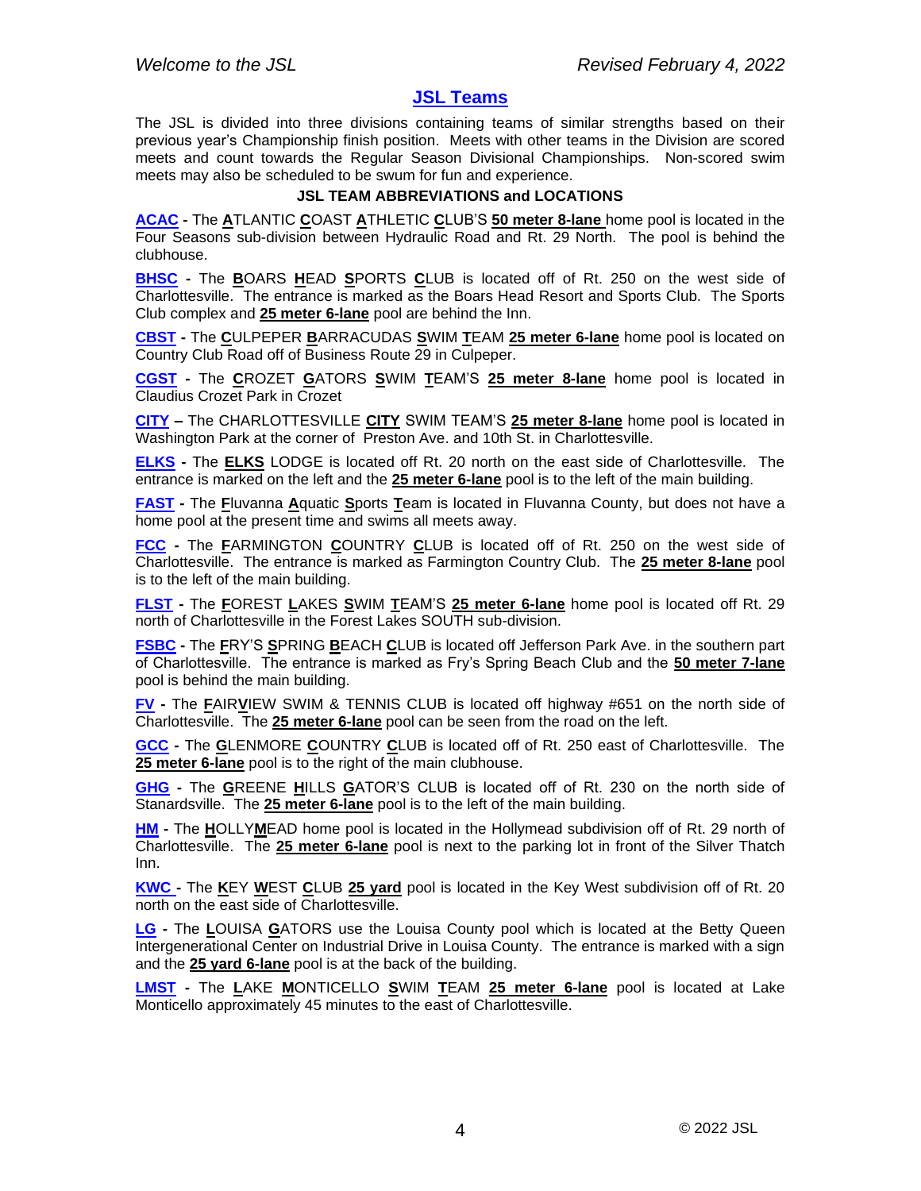## JSL Teams

The JSL is divided into three divisions containing teams of similar strengths based on their previous year's Championship finish position. Meets with other teams in the Division are scored meets and count towards the Regular Season Divisional Championships. Non-scored swim meets may also be scheduled to be swum for fun and experience.

**JSL TEAM ABBREVIATIONS and LOCATIONS**

**ACAC** - The **A**TLANTIC **C**OAST **A**THLETIC **C**LUB'S **50 meter 8-lane** home pool is located in the Four Seasons sub-division between Hydraulic Road and Rt. 29 North. The pool is behind the clubhouse.

**BHSC** - The **B**OARS **H**EAD **S**PORTS **C**LUB is located off of Rt. 250 on the west side of Charlottesville. The entrance is marked as the Boars Head Resort and Sports Club. The Sports Club complex and **25 meter 6-lane** pool are behind the Inn.

**CBST** - The **C**ULPEPER **B**ARRACUDAS **S**WIM **T**EAM **25 meter 6-lane** home pool is located on Country Club Road off of Business Route 29 in Culpeper.

**CGST** - The **C**ROZET **G**ATORS **S**WIM **T**EAM'S **25 meter 8-lane** home pool is located in Claudius Crozet Park in Crozet

**CITY** – The CHARLOTTESVILLE **CITY** SWIM TEAM'S **25 meter 8-lane** home pool is located in Washington Park at the corner of Preston Ave. and 10th St. in Charlottesville.

**ELKS** - The **ELKS** LODGE is located off Rt. 20 north on the east side of Charlottesville. The entrance is marked on the left and the **25 meter 6-lane** pool is to the left of the main building.

**FAST** - The **F**luvanna **A**quatic **S**ports **T**eam is located in Fluvanna County, but does not have a home pool at the present time and swims all meets away.

**FCC** - The **F**ARMINGTON **C**OUNTRY **C**LUB is located off of Rt. 250 on the west side of Charlottesville. The entrance is marked as Farmington Country Club. The **25 meter 8-lane** pool is to the left of the main building.

**FLST** - The **F**OREST **L**AKES **S**WIM **T**EAM'S **25 meter 6-lane** home pool is located off Rt. 29 north of Charlottesville in the Forest Lakes SOUTH sub-division.

**FSBC** - The **F**RY'S **S**PRING **B**EACH **C**LUB is located off Jefferson Park Ave. in the southern part of Charlottesville. The entrance is marked as Fry's Spring Beach Club and the **50 meter 7-lane** pool is behind the main building.

**FV** - The **F**AIR**V**IEW SWIM & TENNIS CLUB is located off highway #651 on the north side of Charlottesville. The **25 meter 6-lane** pool can be seen from the road on the left.

**GCC** - The **G**LENMORE **C**OUNTRY **C**LUB is located off of Rt. 250 east of Charlottesville. The **25 meter 6-lane** pool is to the right of the main clubhouse.

**GHG** - The **G**REENE **H**ILLS **G**ATOR'S CLUB is located off of Rt. 230 on the north side of Stanardsville. The **25 meter 6-lane** pool is to the left of the main building.

**HM** - The **H**OLLY**M**EAD home pool is located in the Hollymead subdivision off of Rt. 29 north of Charlottesville. The **25 meter 6-lane** pool is next to the parking lot in front of the Silver Thatch Inn.

**KWC** - The **K**EY **W**EST **C**LUB **25 yard** pool is located in the Key West subdivision off of Rt. 20 north on the east side of Charlottesville.

**LG** - The **L**OUISA **G**ATORS use the Louisa County pool which is located at the Betty Queen Intergenerational Center on Industrial Drive in Louisa County. The entrance is marked with a sign and the **25 yard 6-lane** pool is at the back of the building.

**LMST** - The **L**AKE **M**ONTICELLO **S**WIM **T**EAM **25 meter 6-lane** pool is located at Lake Monticello approximately 45 minutes to the east of Charlottesville.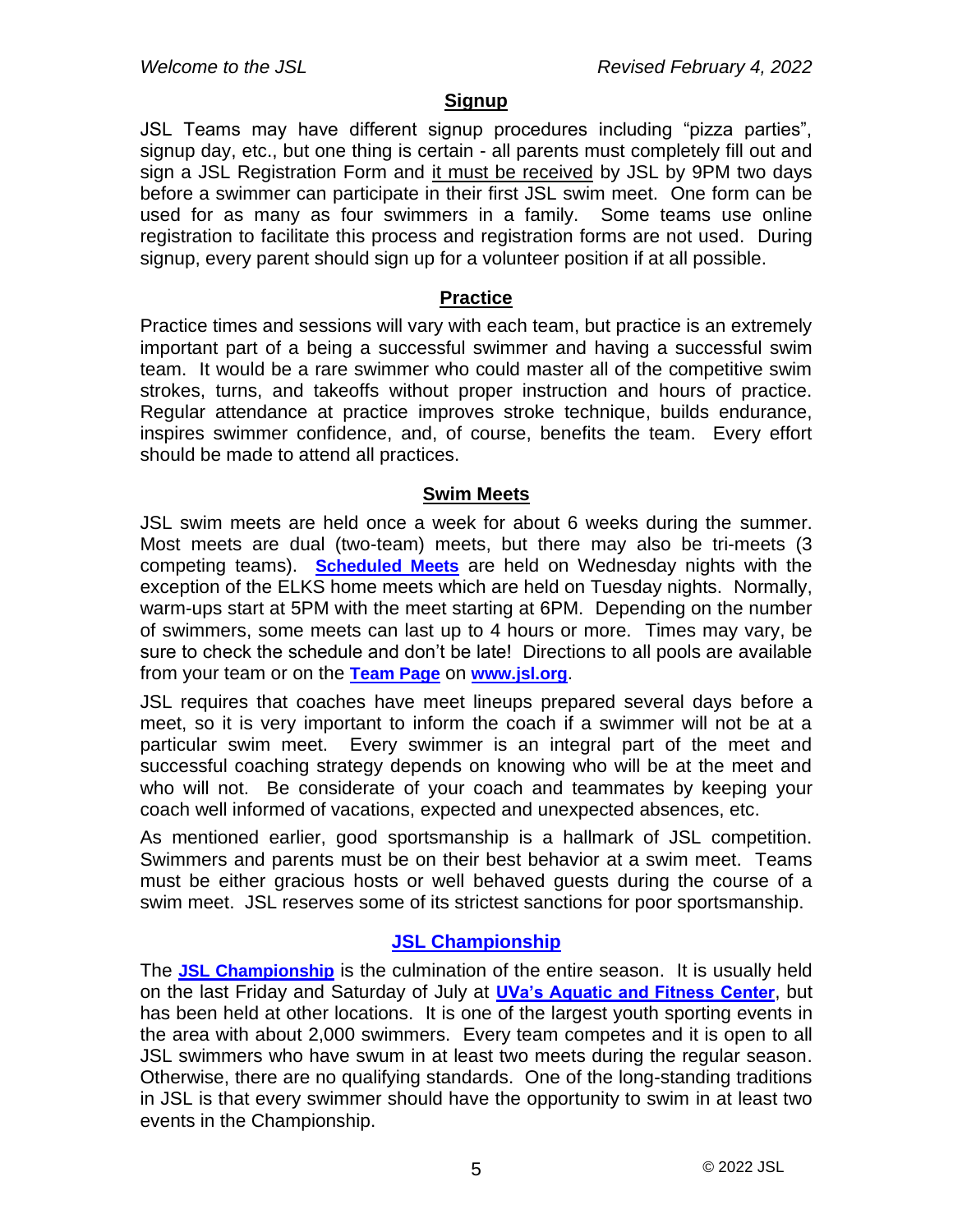## Signup

JSL Teams may have different signup procedures including "pizza parties", signup day, etc., but one thing is certain - all parents must completely fill out and sign a JSL Registration Form and it must be received by JSL by 9PM two days before a swimmer can participate in their first JSL swim meet. One form can be used for as many as four swimmers in a family. Some teams use online registration to facilitate this process and registration forms are not used. During signup, every parent should sign up for a volunteer position if at all possible.

## Practice

Practice times and sessions will vary with each team, but practice is an extremely important part of a being a successful swimmer and having a successful swim team. It would be a rare swimmer who could master all of the competitive swim strokes, turns, and takeoffs without proper instruction and hours of practice. Regular attendance at practice improves stroke technique, builds endurance, inspires swimmer confidence, and, of course, benefits the team. Every effort should be made to attend all practices.

## Swim Meets

JSL swim meets are held once a week for about 6 weeks during the summer. Most meets are dual (two-team) meets, but there may also be tri-meets (3 competing teams). **Scheduled Meets** are held on Wednesday nights with the exception of the ELKS home meets which are held on Tuesday nights. Normally, warm-ups start at 5PM with the meet starting at 6PM. Depending on the number of swimmers, some meets can last up to 4 hours or more. Times may vary, be sure to check the schedule and don't be late! Directions to all pools are available from your team or on the **Team Page** on **www.jsl.org**.

JSL requires that coaches have meet lineups prepared several days before a meet, so it is very important to inform the coach if a swimmer will not be at a particular swim meet. Every swimmer is an integral part of the meet and successful coaching strategy depends on knowing who will be at the meet and who will not. Be considerate of your coach and teammates by keeping your coach well informed of vacations, expected and unexpected absences, etc.

As mentioned earlier, good sportsmanship is a hallmark of JSL competition. Swimmers and parents must be on their best behavior at a swim meet. Teams must be either gracious hosts or well behaved guests during the course of a swim meet. JSL reserves some of its strictest sanctions for poor sportsmanship.

## JSL Championship

The **JSL Championship** is the culmination of the entire season. It is usually held on the last Friday and Saturday of July at **UVa's Aquatic and Fitness Center**, but has been held at other locations. It is one of the largest youth sporting events in the area with about 2,000 swimmers. Every team competes and it is open to all JSL swimmers who have swum in at least two meets during the regular season. Otherwise, there are no qualifying standards. One of the long-standing traditions in JSL is that every swimmer should have the opportunity to swim in at least two events in the Championship.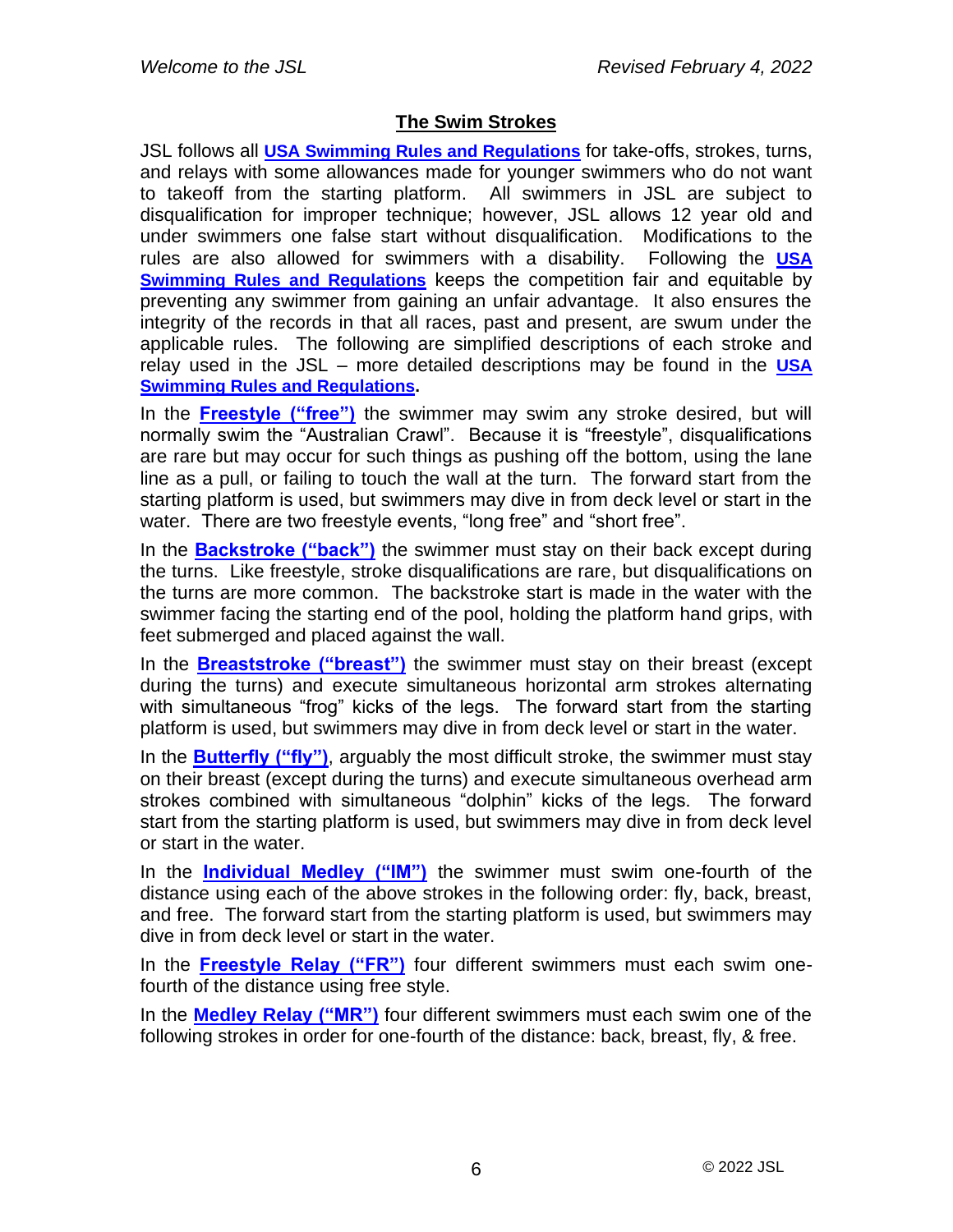## The Swim Strokes

JSL follows all **USA Swimming Rules and Regulations** for take-offs, strokes, turns, and relays with some allowances made for younger swimmers who do not want to takeoff from the starting platform. All swimmers in JSL are subject to disqualification for improper technique; however, JSL allows 12 year old and under swimmers one false start without disqualification. Modifications to the rules are also allowed for swimmers with a disability. Following the **USA Swimming Rules and Regulations** keeps the competition fair and equitable by preventing any swimmer from gaining an unfair advantage. It also ensures the integrity of the records in that all races, past and present, are swum under the applicable rules. The following are simplified descriptions of each stroke and relay used in the JSL – more detailed descriptions may be found in the **USA Swimming Rules and Regulations**.

In the **Freestyle ("free")** the swimmer may swim any stroke desired, but will normally swim the "Australian Crawl". Because it is "freestyle", disqualifications are rare but may occur for such things as pushing off the bottom, using the lane line as a pull, or failing to touch the wall at the turn. The forward start from the starting platform is used, but swimmers may dive in from deck level or start in the water. There are two freestyle events, "long free" and "short free".

In the **Backstroke ("back")** the swimmer must stay on their back except during the turns. Like freestyle, stroke disqualifications are rare, but disqualifications on the turns are more common. The backstroke start is made in the water with the swimmer facing the starting end of the pool, holding the platform hand grips, with feet submerged and placed against the wall.

In the **Breaststroke ("breast")** the swimmer must stay on their breast (except during the turns) and execute simultaneous horizontal arm strokes alternating with simultaneous "frog" kicks of the legs. The forward start from the starting platform is used, but swimmers may dive in from deck level or start in the water.

In the **Butterfly ("fly")**, arguably the most difficult stroke, the swimmer must stay on their breast (except during the turns) and execute simultaneous overhead arm strokes combined with simultaneous "dolphin" kicks of the legs. The forward start from the starting platform is used, but swimmers may dive in from deck level or start in the water.

In the **Individual Medley ("IM")** the swimmer must swim one-fourth of the distance using each of the above strokes in the following order: fly, back, breast, and free. The forward start from the starting platform is used, but swimmers may dive in from deck level or start in the water.

In the **Freestyle Relay ("FR")** four different swimmers must each swim one-fourth of the distance using free style.

In the **Medley Relay ("MR")** four different swimmers must each swim one of the following strokes in order for one-fourth of the distance: back, breast, fly, & free.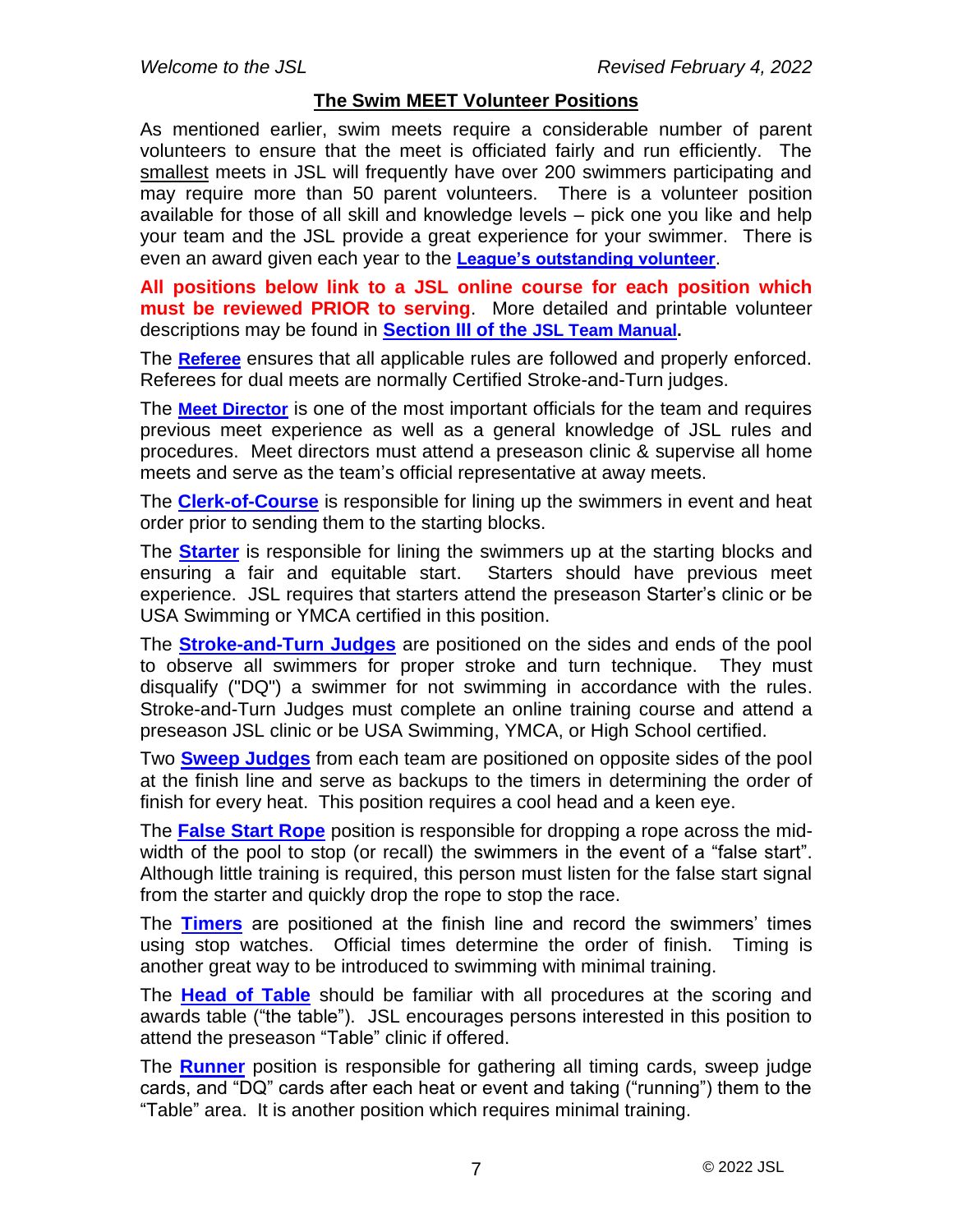## The Swim MEET Volunteer Positions

As mentioned earlier, swim meets require a considerable number of parent volunteers to ensure that the meet is officiated fairly and run efficiently. The smallest meets in JSL will frequently have over 200 swimmers participating and may require more than 50 parent volunteers. There is a volunteer position available for those of all skill and knowledge levels – pick one you like and help your team and the JSL provide a great experience for your swimmer. There is even an award given each year to the **League's outstanding volunteer**.

**All positions below link to a JSL online course for each position which must be reviewed PRIOR to serving**. More detailed and printable volunteer descriptions may be found in **Section III of the JSL Team Manual.**

The **Referee** ensures that all applicable rules are followed and properly enforced. Referees for dual meets are normally Certified Stroke-and-Turn judges.

The **Meet Director** is one of the most important officials for the team and requires previous meet experience as well as a general knowledge of JSL rules and procedures. Meet directors must attend a preseason clinic & supervise all home meets and serve as the team's official representative at away meets.

The **Clerk-of-Course** is responsible for lining up the swimmers in event and heat order prior to sending them to the starting blocks.

The **Starter** is responsible for lining the swimmers up at the starting blocks and ensuring a fair and equitable start. Starters should have previous meet experience. JSL requires that starters attend the preseason Starter's clinic or be USA Swimming or YMCA certified in this position.

The **Stroke-and-Turn Judges** are positioned on the sides and ends of the pool to observe all swimmers for proper stroke and turn technique. They must disqualify ("DQ") a swimmer for not swimming in accordance with the rules. Stroke-and-Turn Judges must complete an online training course and attend a preseason JSL clinic or be USA Swimming, YMCA, or High School certified.

Two **Sweep Judges** from each team are positioned on opposite sides of the pool at the finish line and serve as backups to the timers in determining the order of finish for every heat. This position requires a cool head and a keen eye.

The **False Start Rope** position is responsible for dropping a rope across the mid-width of the pool to stop (or recall) the swimmers in the event of a "false start". Although little training is required, this person must listen for the false start signal from the starter and quickly drop the rope to stop the race.

The **Timers** are positioned at the finish line and record the swimmers' times using stop watches. Official times determine the order of finish. Timing is another great way to be introduced to swimming with minimal training.

The **Head of Table** should be familiar with all procedures at the scoring and awards table ("the table"). JSL encourages persons interested in this position to attend the preseason "Table" clinic if offered.

The **Runner** position is responsible for gathering all timing cards, sweep judge cards, and "DQ" cards after each heat or event and taking ("running") them to the "Table" area. It is another position which requires minimal training.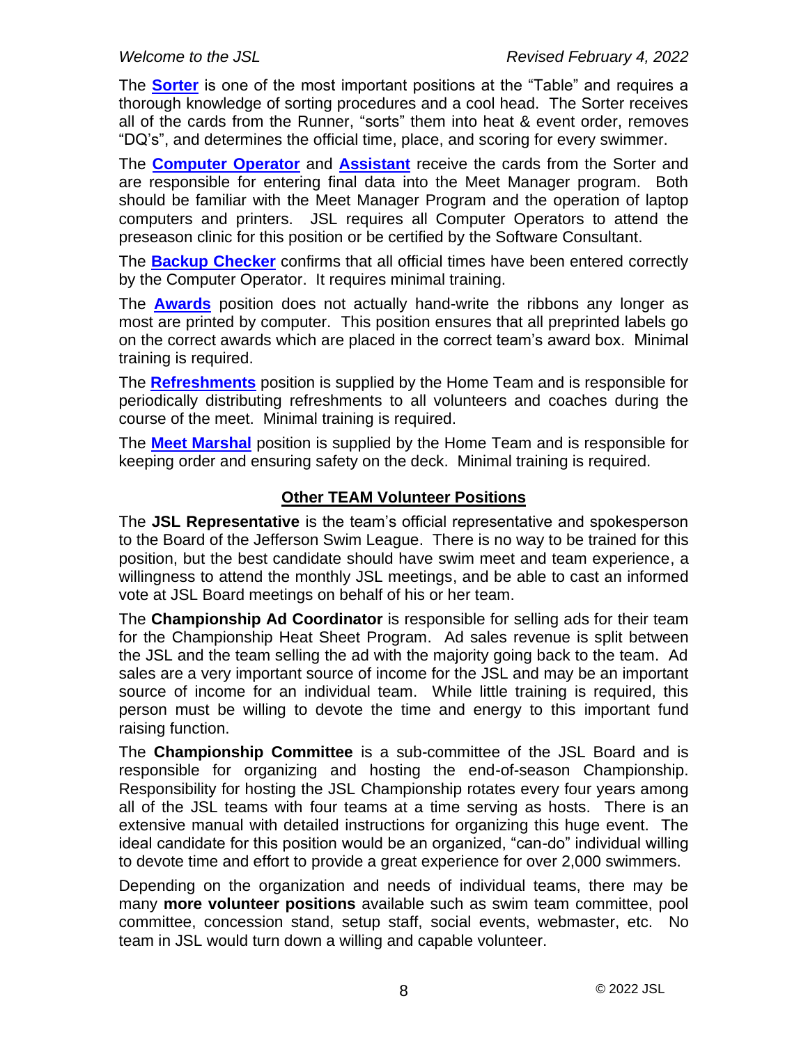The **Sorter** is one of the most important positions at the “Table” and requires a thorough knowledge of sorting procedures and a cool head. The Sorter receives all of the cards from the Runner, “sorts” them into heat & event order, removes “DQ’s”, and determines the official time, place, and scoring for every swimmer.

The **Computer Operator** and **Assistant** receive the cards from the Sorter and are responsible for entering final data into the Meet Manager program. Both should be familiar with the Meet Manager Program and the operation of laptop computers and printers. JSL requires all Computer Operators to attend the preseason clinic for this position or be certified by the Software Consultant.

The **Backup Checker** confirms that all official times have been entered correctly by the Computer Operator. It requires minimal training.

The **Awards** position does not actually hand-write the ribbons any longer as most are printed by computer. This position ensures that all preprinted labels go on the correct awards which are placed in the correct team’s award box. Minimal training is required.

The **Refreshments** position is supplied by the Home Team and is responsible for periodically distributing refreshments to all volunteers and coaches during the course of the meet. Minimal training is required.

The **Meet Marshal** position is supplied by the Home Team and is responsible for keeping order and ensuring safety on the deck. Minimal training is required.

## Other TEAM Volunteer Positions

The **JSL Representative** is the team’s official representative and spokesperson to the Board of the Jefferson Swim League. There is no way to be trained for this position, but the best candidate should have swim meet and team experience, a willingness to attend the monthly JSL meetings, and be able to cast an informed vote at JSL Board meetings on behalf of his or her team.

The **Championship Ad Coordinator** is responsible for selling ads for their team for the Championship Heat Sheet Program. Ad sales revenue is split between the JSL and the team selling the ad with the majority going back to the team. Ad sales are a very important source of income for the JSL and may be an important source of income for an individual team. While little training is required, this person must be willing to devote the time and energy to this important fund raising function.

The **Championship Committee** is a sub-committee of the JSL Board and is responsible for organizing and hosting the end-of-season Championship. Responsibility for hosting the JSL Championship rotates every four years among all of the JSL teams with four teams at a time serving as hosts. There is an extensive manual with detailed instructions for organizing this huge event. The ideal candidate for this position would be an organized, “can-do” individual willing to devote time and effort to provide a great experience for over 2,000 swimmers.

Depending on the organization and needs of individual teams, there may be many **more volunteer positions** available such as swim team committee, pool committee, concession stand, setup staff, social events, webmaster, etc. No team in JSL would turn down a willing and capable volunteer.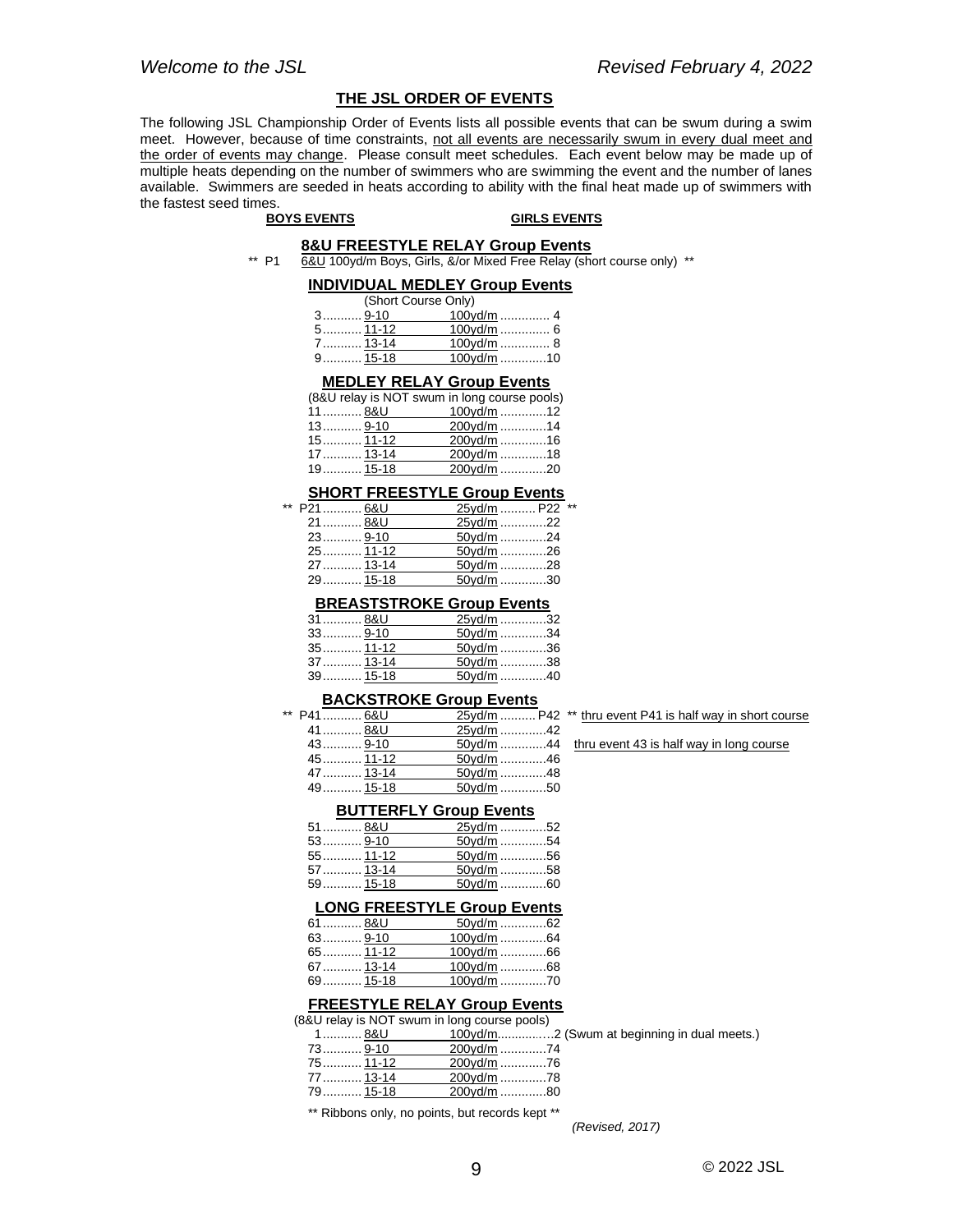## THE JSL ORDER OF EVENTS

The following JSL Championship Order of Events lists all possible events that can be swum during a swim meet. However, because of time constraints, not all events are necessarily swum in every dual meet and the order of events may change. Please consult meet schedules. Each event below may be made up of multiple heats depending on the number of swimmers who are swimming the event and the number of lanes available. Swimmers are seeded in heats according to ability with the final heat made up of swimmers with the fastest seed times.

| BOYS EVENTS | Age | Distance | GIRLS EVENTS | Notes |
|---|---|---|---|---|
| **8&U FREESTYLE RELAY Group Events** | | | | |
| ** P1 | 6&U 100yd/m Boys, Girls, &/or Mixed Free Relay (short course only) ** | | | |
| **INDIVIDUAL MEDLEY Group Events** (Short Course Only) | | | | |
| 3 | 9-10 | 100yd/m | 4 | |
| 5 | 11-12 | 100yd/m | 6 | |
| 7 | 13-14 | 100yd/m | 8 | |
| 9 | 15-18 | 100yd/m | 10 | |
| **MEDLEY RELAY Group Events** (8&U relay is NOT swum in long course pools) | | | | |
| 11 | 8&U | 100yd/m | 12 | |
| 13 | 9-10 | 200yd/m | 14 | |
| 15 | 11-12 | 200yd/m | 16 | |
| 17 | 13-14 | 200yd/m | 18 | |
| 19 | 15-18 | 200yd/m | 20 | |
| **SHORT FREESTYLE Group Events** | | | | |
| ** P21 | 6&U | 25yd/m | P22 ** | |
| 21 | 8&U | 25yd/m | 22 | |
| 23 | 9-10 | 50yd/m | 24 | |
| 25 | 11-12 | 50yd/m | 26 | |
| 27 | 13-14 | 50yd/m | 28 | |
| 29 | 15-18 | 50yd/m | 30 | |
| **BREASTSTROKE Group Events** | | | | |
| 31 | 8&U | 25yd/m | 32 | |
| 33 | 9-10 | 50yd/m | 34 | |
| 35 | 11-12 | 50yd/m | 36 | |
| 37 | 13-14 | 50yd/m | 38 | |
| 39 | 15-18 | 50yd/m | 40 | |
| **BACKSTROKE Group Events** | | | | |
| ** P41 | 6&U | 25yd/m | P42 ** | thru event P41 is half way in short course |
| 41 | 8&U | 25yd/m | 42 | |
| 43 | 9-10 | 50yd/m | 44 | thru event 43 is half way in long course |
| 45 | 11-12 | 50yd/m | 46 | |
| 47 | 13-14 | 50yd/m | 48 | |
| 49 | 15-18 | 50yd/m | 50 | |
| **BUTTERFLY Group Events** | | | | |
| 51 | 8&U | 25yd/m | 52 | |
| 53 | 9-10 | 50yd/m | 54 | |
| 55 | 11-12 | 50yd/m | 56 | |
| 57 | 13-14 | 50yd/m | 58 | |
| 59 | 15-18 | 50yd/m | 60 | |
| **LONG FREESTYLE Group Events** | | | | |
| 61 | 8&U | 50yd/m | 62 | |
| 63 | 9-10 | 100yd/m | 64 | |
| 65 | 11-12 | 100yd/m | 66 | |
| 67 | 13-14 | 100yd/m | 68 | |
| 69 | 15-18 | 100yd/m | 70 | |
| **FREESTYLE RELAY Group Events** (8&U relay is NOT swum in long course pools) | | | | |
| 1 | 8&U | 100yd/m | 2 | (Swum at beginning in dual meets.) |
| 73 | 9-10 | 200yd/m | 74 | |
| 75 | 11-12 | 200yd/m | 76 | |
| 77 | 13-14 | 200yd/m | 78 | |
| 79 | 15-18 | 200yd/m | 80 | |

** Ribbons only, no points, but records kept **

*(Revised, 2017)*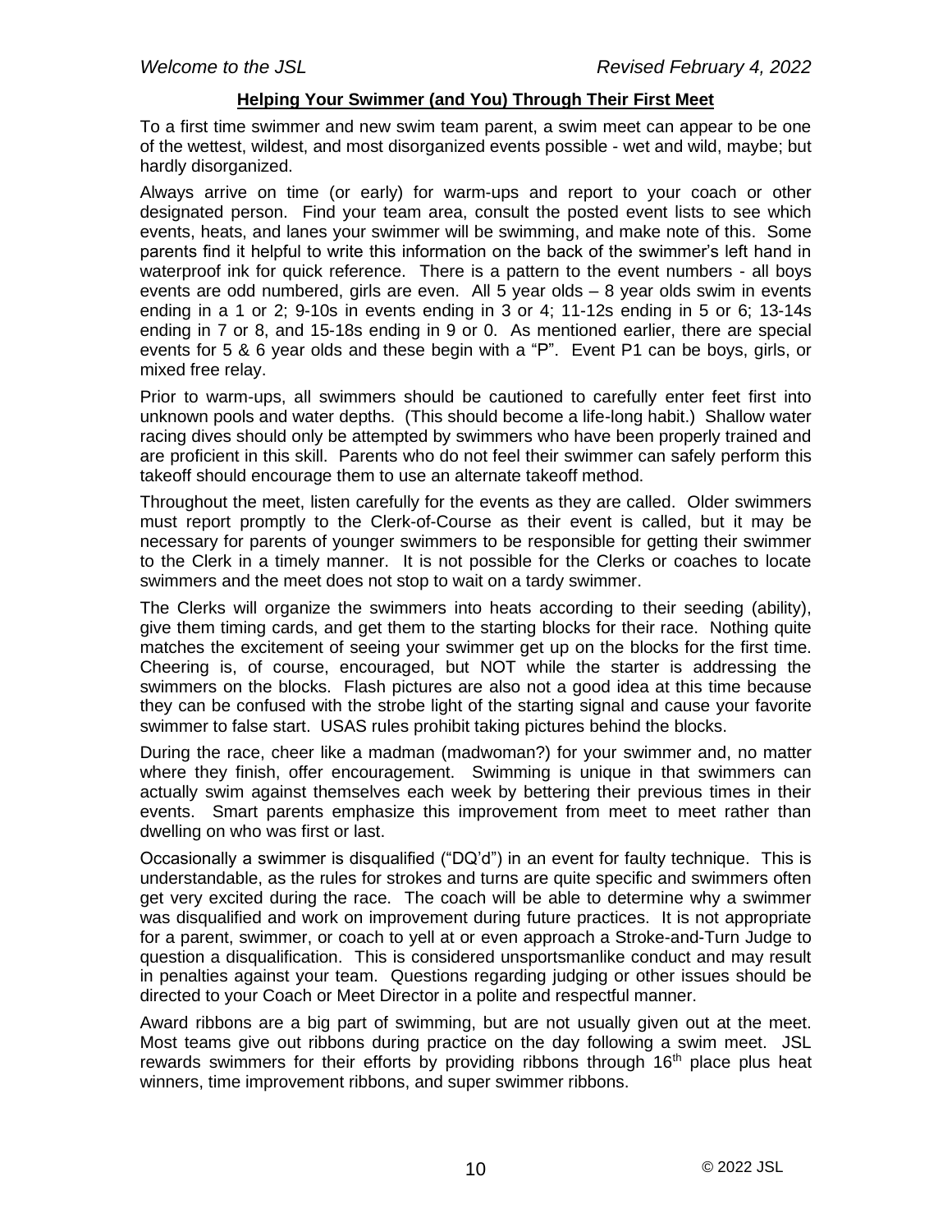## Helping Your Swimmer (and You) Through Their First Meet

To a first time swimmer and new swim team parent, a swim meet can appear to be one of the wettest, wildest, and most disorganized events possible - wet and wild, maybe; but hardly disorganized.

Always arrive on time (or early) for warm-ups and report to your coach or other designated person. Find your team area, consult the posted event lists to see which events, heats, and lanes your swimmer will be swimming, and make note of this. Some parents find it helpful to write this information on the back of the swimmer's left hand in waterproof ink for quick reference. There is a pattern to the event numbers - all boys events are odd numbered, girls are even. All 5 year olds – 8 year olds swim in events ending in a 1 or 2; 9-10s in events ending in 3 or 4; 11-12s ending in 5 or 6; 13-14s ending in 7 or 8, and 15-18s ending in 9 or 0. As mentioned earlier, there are special events for 5 & 6 year olds and these begin with a "P". Event P1 can be boys, girls, or mixed free relay.

Prior to warm-ups, all swimmers should be cautioned to carefully enter feet first into unknown pools and water depths. (This should become a life-long habit.) Shallow water racing dives should only be attempted by swimmers who have been properly trained and are proficient in this skill. Parents who do not feel their swimmer can safely perform this takeoff should encourage them to use an alternate takeoff method.

Throughout the meet, listen carefully for the events as they are called. Older swimmers must report promptly to the Clerk-of-Course as their event is called, but it may be necessary for parents of younger swimmers to be responsible for getting their swimmer to the Clerk in a timely manner. It is not possible for the Clerks or coaches to locate swimmers and the meet does not stop to wait on a tardy swimmer.

The Clerks will organize the swimmers into heats according to their seeding (ability), give them timing cards, and get them to the starting blocks for their race. Nothing quite matches the excitement of seeing your swimmer get up on the blocks for the first time. Cheering is, of course, encouraged, but NOT while the starter is addressing the swimmers on the blocks. Flash pictures are also not a good idea at this time because they can be confused with the strobe light of the starting signal and cause your favorite swimmer to false start. USAS rules prohibit taking pictures behind the blocks.

During the race, cheer like a madman (madwoman?) for your swimmer and, no matter where they finish, offer encouragement. Swimming is unique in that swimmers can actually swim against themselves each week by bettering their previous times in their events. Smart parents emphasize this improvement from meet to meet rather than dwelling on who was first or last.

Occasionally a swimmer is disqualified ("DQ'd") in an event for faulty technique. This is understandable, as the rules for strokes and turns are quite specific and swimmers often get very excited during the race. The coach will be able to determine why a swimmer was disqualified and work on improvement during future practices. It is not appropriate for a parent, swimmer, or coach to yell at or even approach a Stroke-and-Turn Judge to question a disqualification. This is considered unsportsmanlike conduct and may result in penalties against your team. Questions regarding judging or other issues should be directed to your Coach or Meet Director in a polite and respectful manner.

Award ribbons are a big part of swimming, but are not usually given out at the meet. Most teams give out ribbons during practice on the day following a swim meet. JSL rewards swimmers for their efforts by providing ribbons through 16th place plus heat winners, time improvement ribbons, and super swimmer ribbons.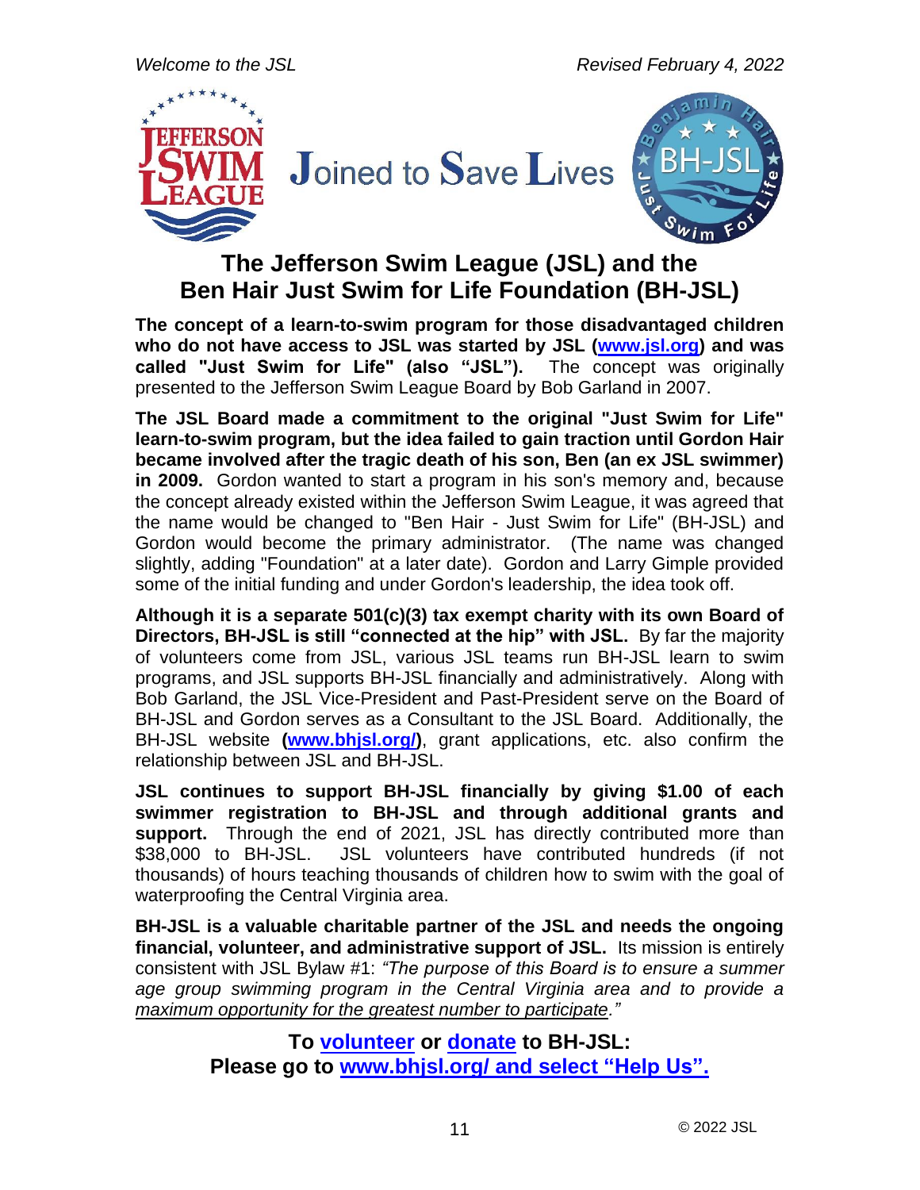Joined to Save Lives

# The Jefferson Swim League (JSL) and the Ben Hair Just Swim for Life Foundation (BH-JSL)

**The concept of a learn-to-swim program for those disadvantaged children who do not have access to JSL was started by JSL ([www.jsl.org](http://www.jsl.org)) and was called "Just Swim for Life" (also "JSL").** The concept was originally presented to the Jefferson Swim League Board by Bob Garland in 2007.

**The JSL Board made a commitment to the original "Just Swim for Life" learn-to-swim program, but the idea failed to gain traction until Gordon Hair became involved after the tragic death of his son, Ben (an ex JSL swimmer) in 2009.** Gordon wanted to start a program in his son's memory and, because the concept already existed within the Jefferson Swim League, it was agreed that the name would be changed to "Ben Hair - Just Swim for Life" (BH-JSL) and Gordon would become the primary administrator. (The name was changed slightly, adding "Foundation" at a later date). Gordon and Larry Gimple provided some of the initial funding and under Gordon's leadership, the idea took off.

**Although it is a separate 501(c)(3) tax exempt charity with its own Board of Directors, BH-JSL is still "connected at the hip" with JSL.** By far the majority of volunteers come from JSL, various JSL teams run BH-JSL learn to swim programs, and JSL supports BH-JSL financially and administratively. Along with Bob Garland, the JSL Vice-President and Past-President serve on the Board of BH-JSL and Gordon serves as a Consultant to the JSL Board. Additionally, the BH-JSL website **([www.bhjsl.org/](http://www.bhjsl.org/))**, grant applications, etc. also confirm the relationship between JSL and BH-JSL.

**JSL continues to support BH-JSL financially by giving $1.00 of each swimmer registration to BH-JSL and through additional grants and support.** Through the end of 2021, JSL has directly contributed more than $38,000 to BH-JSL. JSL volunteers have contributed hundreds (if not thousands) of hours teaching thousands of children how to swim with the goal of waterproofing the Central Virginia area.

**BH-JSL is a valuable charitable partner of the JSL and needs the ongoing financial, volunteer, and administrative support of JSL.** Its mission is entirely consistent with JSL Bylaw #1: *"The purpose of this Board is to ensure a summer age group swimming program in the Central Virginia area and to provide a maximum opportunity for the greatest number to participate."*

**To volunteer or donate to BH-JSL:**
**Please go to [www.bhjsl.org/ and select "Help Us".](http://www.bhjsl.org/)**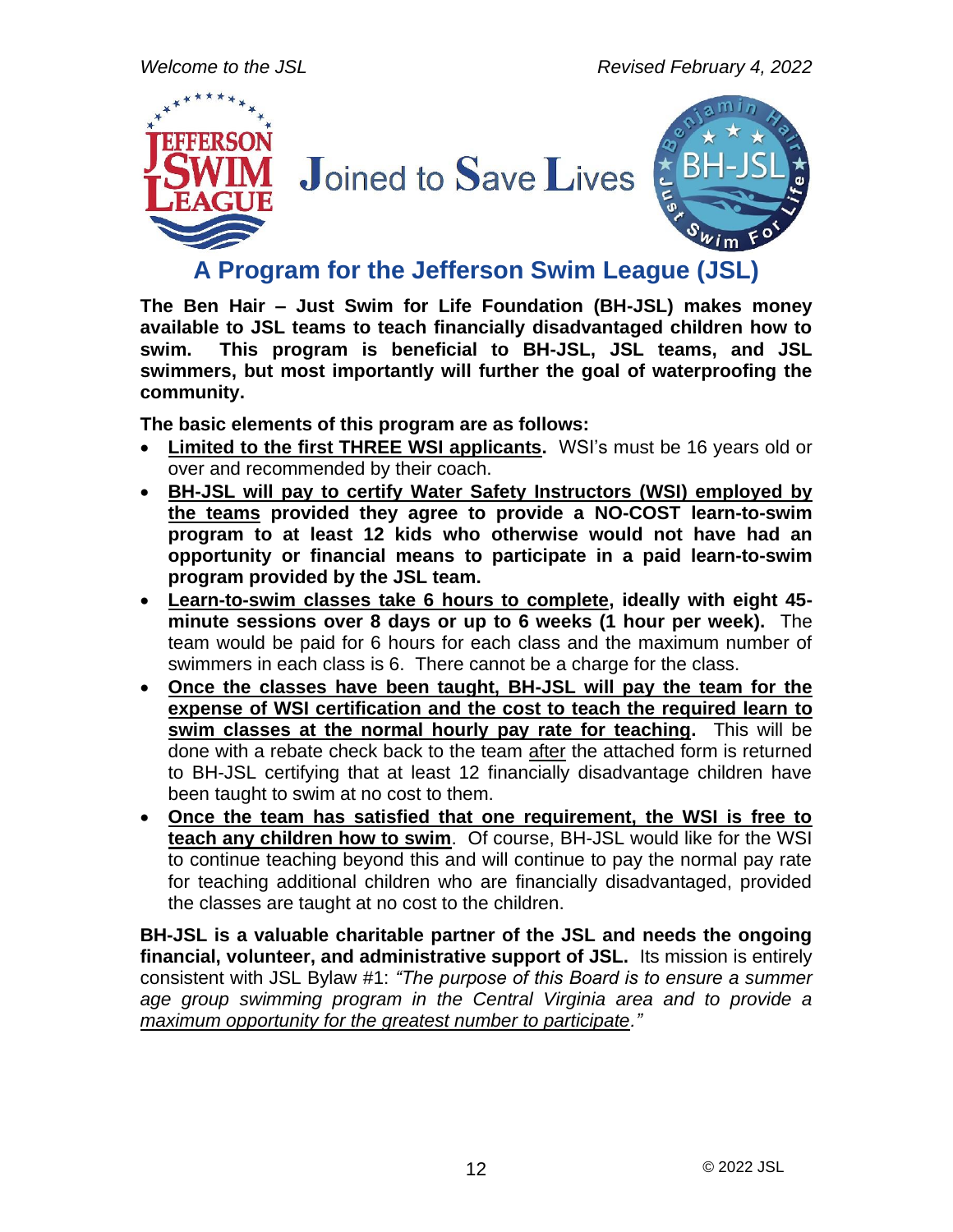# Joined to Save Lives

## A Program for the Jefferson Swim League (JSL)

**The Ben Hair – Just Swim for Life Foundation (BH-JSL) makes money available to JSL teams to teach financially disadvantaged children how to swim. This program is beneficial to BH-JSL, JSL teams, and JSL swimmers, but most importantly will further the goal of waterproofing the community.**

**The basic elements of this program are as follows:**

- **<u>Limited to the first THREE WSI applicants</u>.** WSI's must be 16 years old or over and recommended by their coach.
- **<u>BH-JSL will pay to certify Water Safety Instructors (WSI) employed by the teams</u> provided they agree to provide a NO-COST learn-to-swim program to at least 12 kids who otherwise would not have had an opportunity or financial means to participate in a paid learn-to-swim program provided by the JSL team.**
- **<u>Learn-to-swim classes take 6 hours to complete</u>, ideally with eight 45-minute sessions over 8 days or up to 6 weeks (1 hour per week).** The team would be paid for 6 hours for each class and the maximum number of swimmers in each class is 6. There cannot be a charge for the class.
- **<u>Once the classes have been taught, BH-JSL will pay the team for the expense of WSI certification and the cost to teach the required learn to swim classes at the normal hourly pay rate for teaching</u>.** This will be done with a rebate check back to the team <u>after</u> the attached form is returned to BH-JSL certifying that at least 12 financially disadvantage children have been taught to swim at no cost to them.
- **<u>Once the team has satisfied that one requirement, the WSI is free to teach any children how to swim</u>.** Of course, BH-JSL would like for the WSI to continue teaching beyond this and will continue to pay the normal pay rate for teaching additional children who are financially disadvantaged, provided the classes are taught at no cost to the children.

**BH-JSL is a valuable charitable partner of the JSL and needs the ongoing financial, volunteer, and administrative support of JSL.** Its mission is entirely consistent with JSL Bylaw #1: *"The purpose of this Board is to ensure a summer age group swimming program in the Central Virginia area and to provide a <u>maximum opportunity for the greatest number to participate</u>."*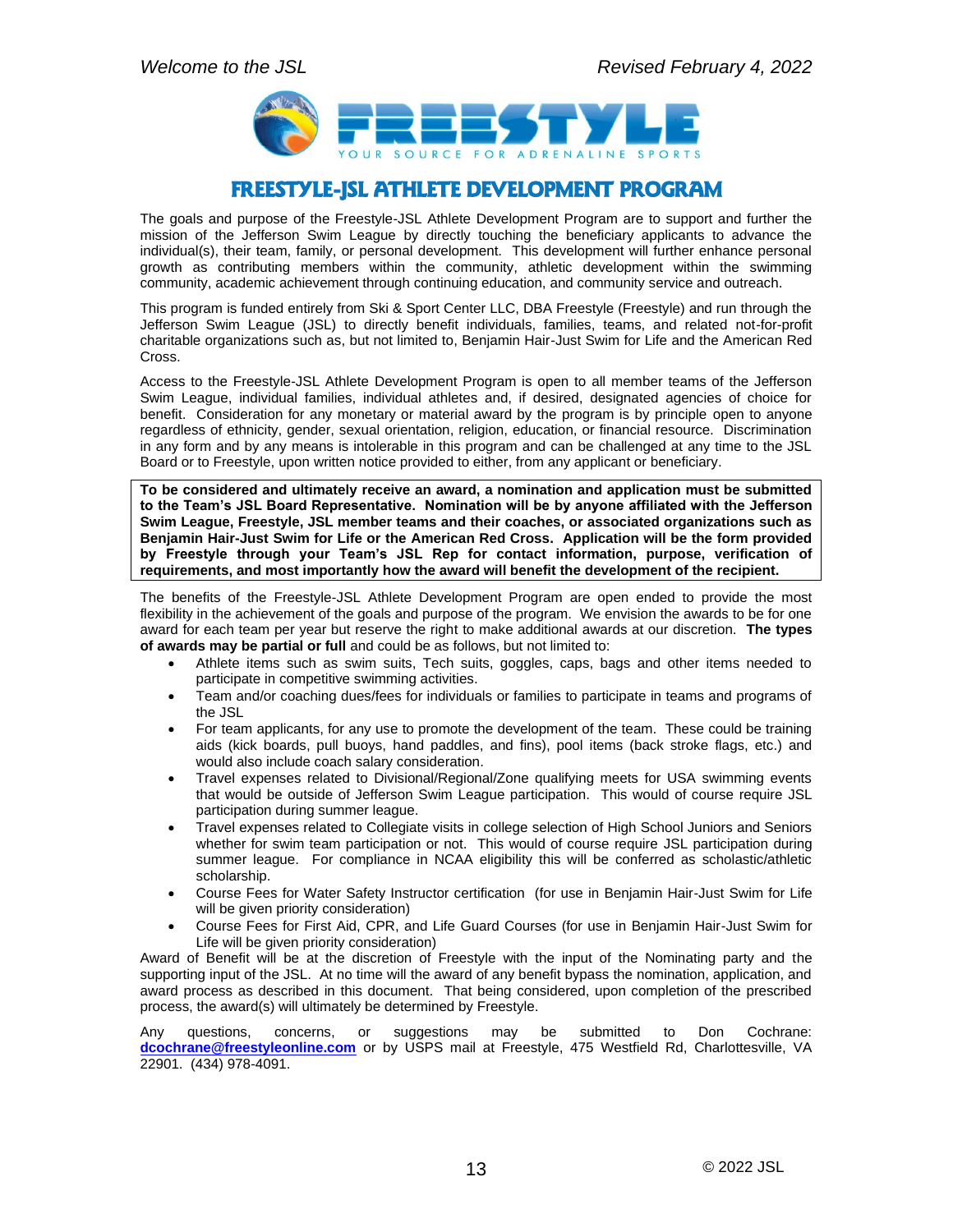# FREESTYLE-JSL ATHLETE DEVELOPMENT PROGRAM

The goals and purpose of the Freestyle-JSL Athlete Development Program are to support and further the mission of the Jefferson Swim League by directly touching the beneficiary applicants to advance the individual(s), their team, family, or personal development. This development will further enhance personal growth as contributing members within the community, athletic development within the swimming community, academic achievement through continuing education, and community service and outreach.

This program is funded entirely from Ski & Sport Center LLC, DBA Freestyle (Freestyle) and run through the Jefferson Swim League (JSL) to directly benefit individuals, families, teams, and related not-for-profit charitable organizations such as, but not limited to, Benjamin Hair-Just Swim for Life and the American Red Cross.

Access to the Freestyle-JSL Athlete Development Program is open to all member teams of the Jefferson Swim League, individual families, individual athletes and, if desired, designated agencies of choice for benefit. Consideration for any monetary or material award by the program is by principle open to anyone regardless of ethnicity, gender, sexual orientation, religion, education, or financial resource. Discrimination in any form and by any means is intolerable in this program and can be challenged at any time to the JSL Board or to Freestyle, upon written notice provided to either, from any applicant or beneficiary.

**To be considered and ultimately receive an award, a nomination and application must be submitted to the Team's JSL Board Representative. Nomination will be by anyone affiliated with the Jefferson Swim League, Freestyle, JSL member teams and their coaches, or associated organizations such as Benjamin Hair-Just Swim for Life or the American Red Cross. Application will be the form provided by Freestyle through your Team's JSL Rep for contact information, purpose, verification of requirements, and most importantly how the award will benefit the development of the recipient.**

The benefits of the Freestyle-JSL Athlete Development Program are open ended to provide the most flexibility in the achievement of the goals and purpose of the program. We envision the awards to be for one award for each team per year but reserve the right to make additional awards at our discretion. **The types of awards may be partial or full** and could be as follows, but not limited to:

- Athlete items such as swim suits, Tech suits, goggles, caps, bags and other items needed to participate in competitive swimming activities.
- Team and/or coaching dues/fees for individuals or families to participate in teams and programs of the JSL
- For team applicants, for any use to promote the development of the team. These could be training aids (kick boards, pull buoys, hand paddles, and fins), pool items (back stroke flags, etc.) and would also include coach salary consideration.
- Travel expenses related to Divisional/Regional/Zone qualifying meets for USA swimming events that would be outside of Jefferson Swim League participation. This would of course require JSL participation during summer league.
- Travel expenses related to Collegiate visits in college selection of High School Juniors and Seniors whether for swim team participation or not. This would of course require JSL participation during summer league. For compliance in NCAA eligibility this will be conferred as scholastic/athletic scholarship.
- Course Fees for Water Safety Instructor certification (for use in Benjamin Hair-Just Swim for Life will be given priority consideration)
- Course Fees for First Aid, CPR, and Life Guard Courses (for use in Benjamin Hair-Just Swim for Life will be given priority consideration)

Award of Benefit will be at the discretion of Freestyle with the input of the Nominating party and the supporting input of the JSL. At no time will the award of any benefit bypass the nomination, application, and award process as described in this document. That being considered, upon completion of the prescribed process, the award(s) will ultimately be determined by Freestyle.

Any questions, concerns, or suggestions may be submitted to Don Cochrane: **dcochrane@freestyleonline.com** or by USPS mail at Freestyle, 475 Westfield Rd, Charlottesville, VA 22901. (434) 978-4091.